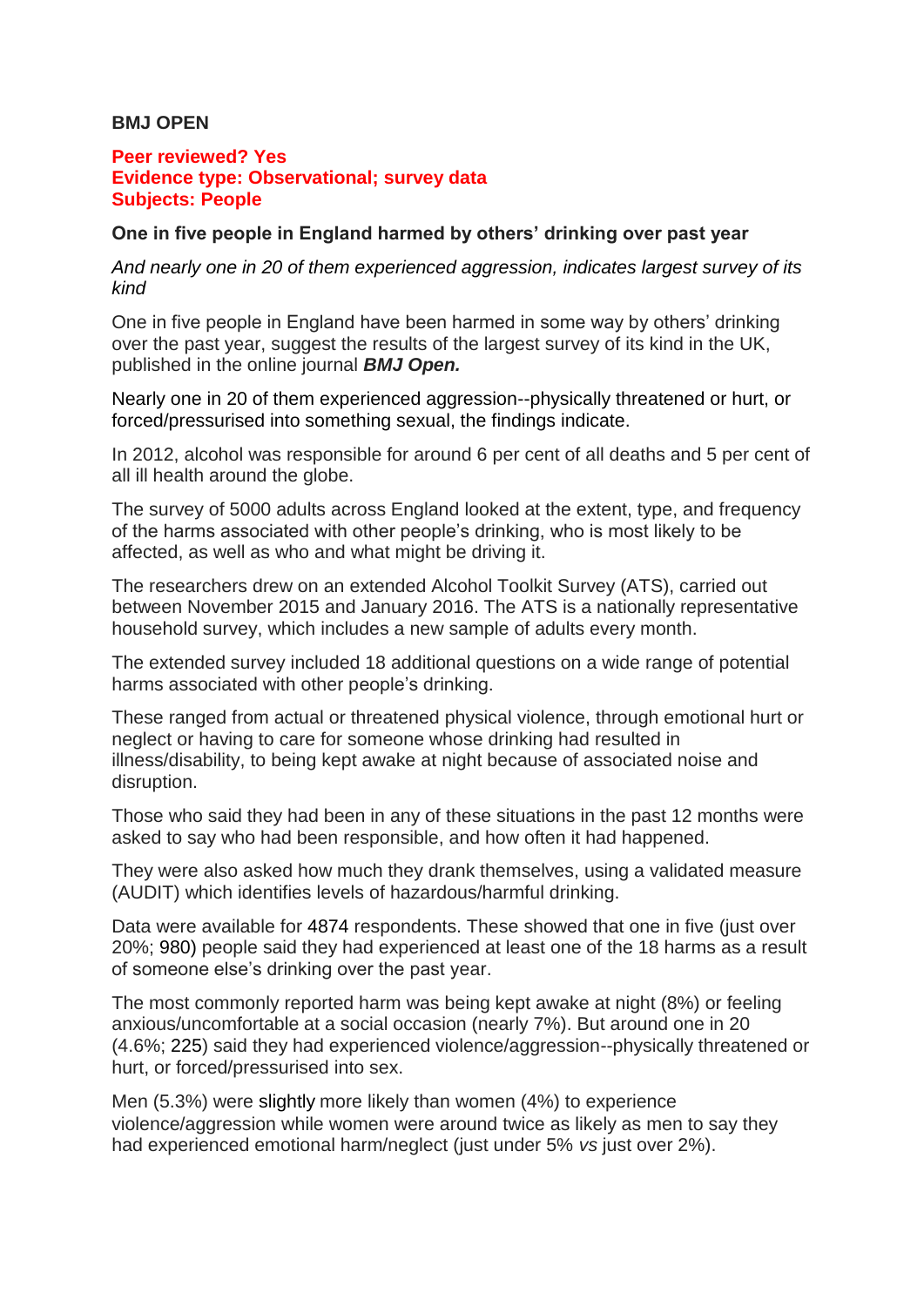**BMJ OPEN**

**Peer reviewed? Yes**
**Evidence type: Observational; survey data**
**Subjects: People**

**One in five people in England harmed by others' drinking over past year**

*And nearly one in 20 of them experienced aggression, indicates largest survey of its kind*

One in five people in England have been harmed in some way by others' drinking over the past year, suggest the results of the largest survey of its kind in the UK, published in the online journal ***BMJ Open.***

Nearly one in 20 of them experienced aggression--physically threatened or hurt, or forced/pressurised into something sexual, the findings indicate.

In 2012, alcohol was responsible for around 6 per cent of all deaths and 5 per cent of all ill health around the globe.

The survey of 5000 adults across England looked at the extent, type, and frequency of the harms associated with other people's drinking, who is most likely to be affected, as well as who and what might be driving it.

The researchers drew on an extended Alcohol Toolkit Survey (ATS), carried out between November 2015 and January 2016. The ATS is a nationally representative household survey, which includes a new sample of adults every month.

The extended survey included 18 additional questions on a wide range of potential harms associated with other people's drinking.

These ranged from actual or threatened physical violence, through emotional hurt or neglect or having to care for someone whose drinking had resulted in illness/disability, to being kept awake at night because of associated noise and disruption.

Those who said they had been in any of these situations in the past 12 months were asked to say who had been responsible, and how often it had happened.

They were also asked how much they drank themselves, using a validated measure (AUDIT) which identifies levels of hazardous/harmful drinking.

Data were available for 4874 respondents. These showed that one in five (just over 20%; 980) people said they had experienced at least one of the 18 harms as a result of someone else's drinking over the past year.

The most commonly reported harm was being kept awake at night (8%) or feeling anxious/uncomfortable at a social occasion (nearly 7%). But around one in 20 (4.6%; 225) said they had experienced violence/aggression--physically threatened or hurt, or forced/pressurised into sex.

Men (5.3%) were slightly more likely than women (4%) to experience violence/aggression while women were around twice as likely as men to say they had experienced emotional harm/neglect (just under 5% *vs* just over 2%).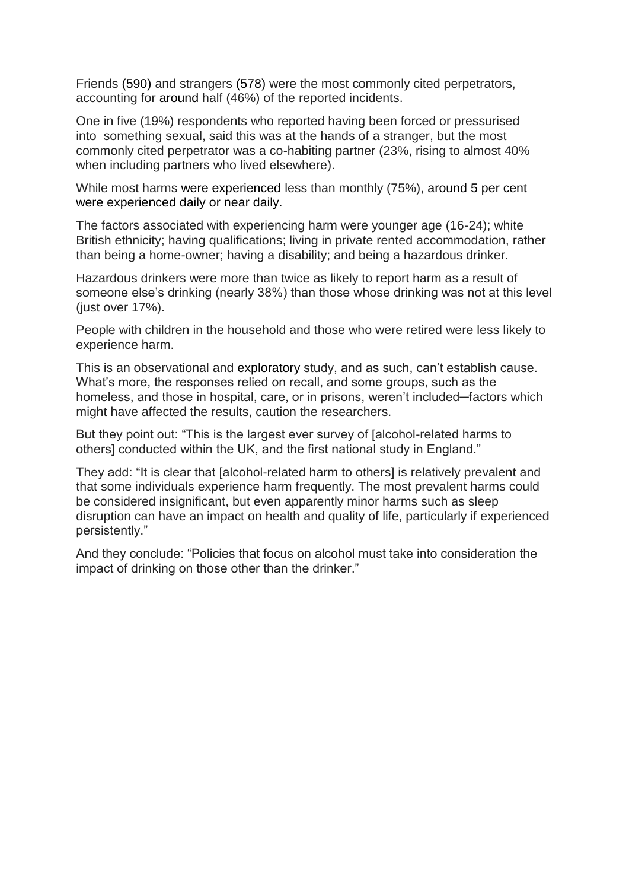Friends (590) and strangers (578) were the most commonly cited perpetrators, accounting for around half (46%) of the reported incidents.

One in five (19%) respondents who reported having been forced or pressurised into something sexual, said this was at the hands of a stranger, but the most commonly cited perpetrator was a co-habiting partner (23%, rising to almost 40% when including partners who lived elsewhere).

While most harms were experienced less than monthly (75%), around 5 per cent were experienced daily or near daily.

The factors associated with experiencing harm were younger age (16-24); white British ethnicity; having qualifications; living in private rented accommodation, rather than being a home-owner; having a disability; and being a hazardous drinker.

Hazardous drinkers were more than twice as likely to report harm as a result of someone else's drinking (nearly 38%) than those whose drinking was not at this level (just over 17%).

People with children in the household and those who were retired were less likely to experience harm.

This is an observational and exploratory study, and as such, can't establish cause. What's more, the responses relied on recall, and some groups, such as the homeless, and those in hospital, care, or in prisons, weren't included—factors which might have affected the results, caution the researchers.

But they point out: "This is the largest ever survey of [alcohol-related harms to others] conducted within the UK, and the first national study in England."

They add: "It is clear that [alcohol-related harm to others] is relatively prevalent and that some individuals experience harm frequently. The most prevalent harms could be considered insignificant, but even apparently minor harms such as sleep disruption can have an impact on health and quality of life, particularly if experienced persistently."

And they conclude: "Policies that focus on alcohol must take into consideration the impact of drinking on those other than the drinker."